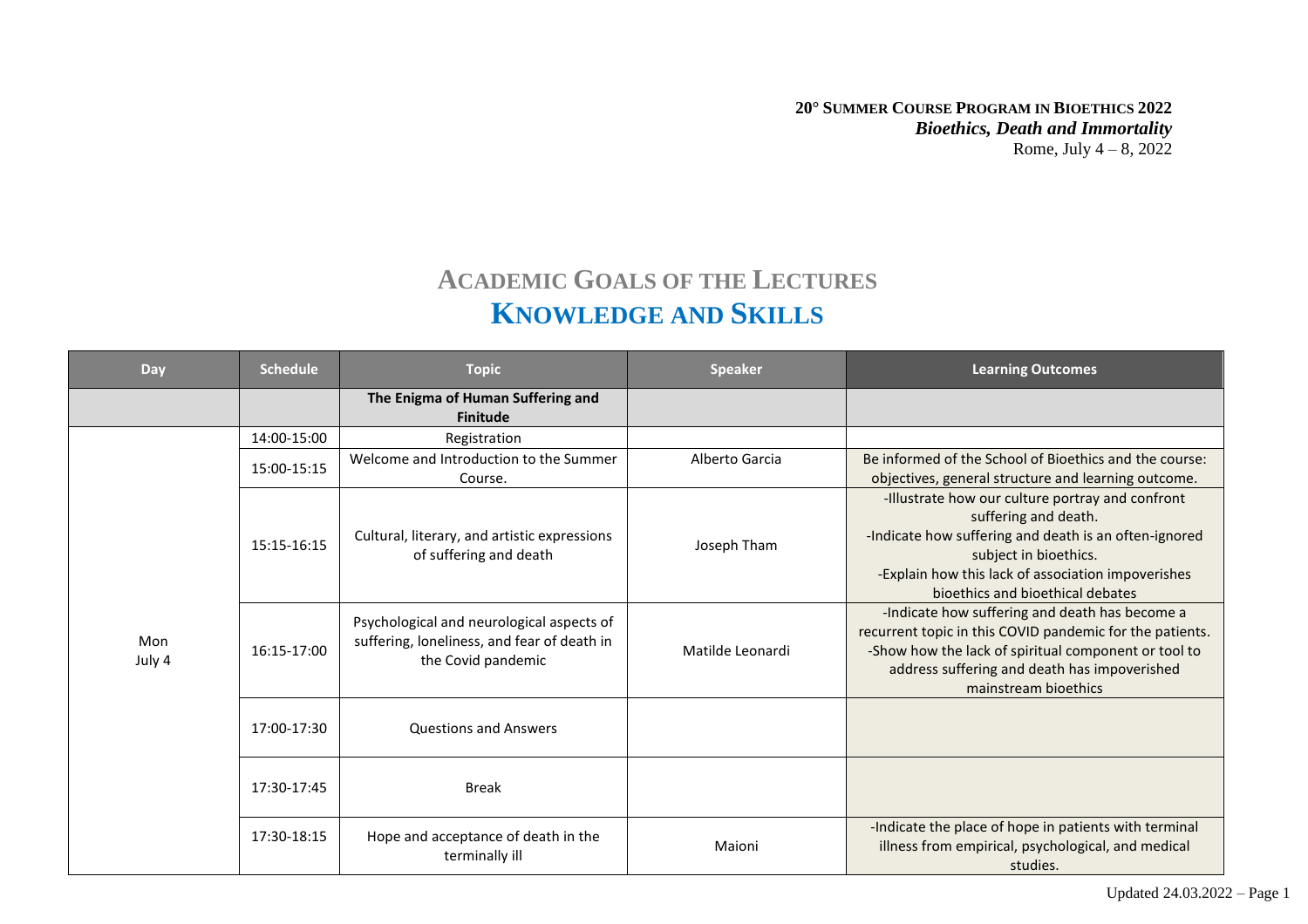**20° SUMMER COURSE PROGRAM IN BIOETHICS 2022**
***Bioethics, Death and Immortality***
Rome, July 4 – 8, 2022

# ACADEMIC GOALS OF THE LECTURES
# KNOWLEDGE AND SKILLS

| Day | Schedule | Topic | Speaker | Learning Outcomes |
|---|---|---|---|---|
| | | **The Enigma of Human Suffering and Finitude** | | |
| Mon July 4 | 14:00-15:00 | Registration | | |
| | 15:00-15:15 | Welcome and Introduction to the Summer Course. | Alberto Garcia | Be informed of the School of Bioethics and the course: objectives, general structure and learning outcome. |
| | 15:15-16:15 | Cultural, literary, and artistic expressions of suffering and death | Joseph Tham | -Illustrate how our culture portray and confront suffering and death.<br>-Indicate how suffering and death is an often-ignored subject in bioethics.<br>-Explain how this lack of association impoverishes bioethics and bioethical debates |
| | 16:15-17:00 | Psychological and neurological aspects of suffering, loneliness, and fear of death in the Covid pandemic | Matilde Leonardi | -Indicate how suffering and death has become a recurrent topic in this COVID pandemic for the patients.<br>-Show how the lack of spiritual component or tool to address suffering and death has impoverished mainstream bioethics |
| | 17:00-17:30 | Questions and Answers | | |
| | 17:30-17:45 | Break | | |
| | 17:30-18:15 | Hope and acceptance of death in the terminally ill | Maioni | -Indicate the place of hope in patients with terminal illness from empirical, psychological, and medical studies. |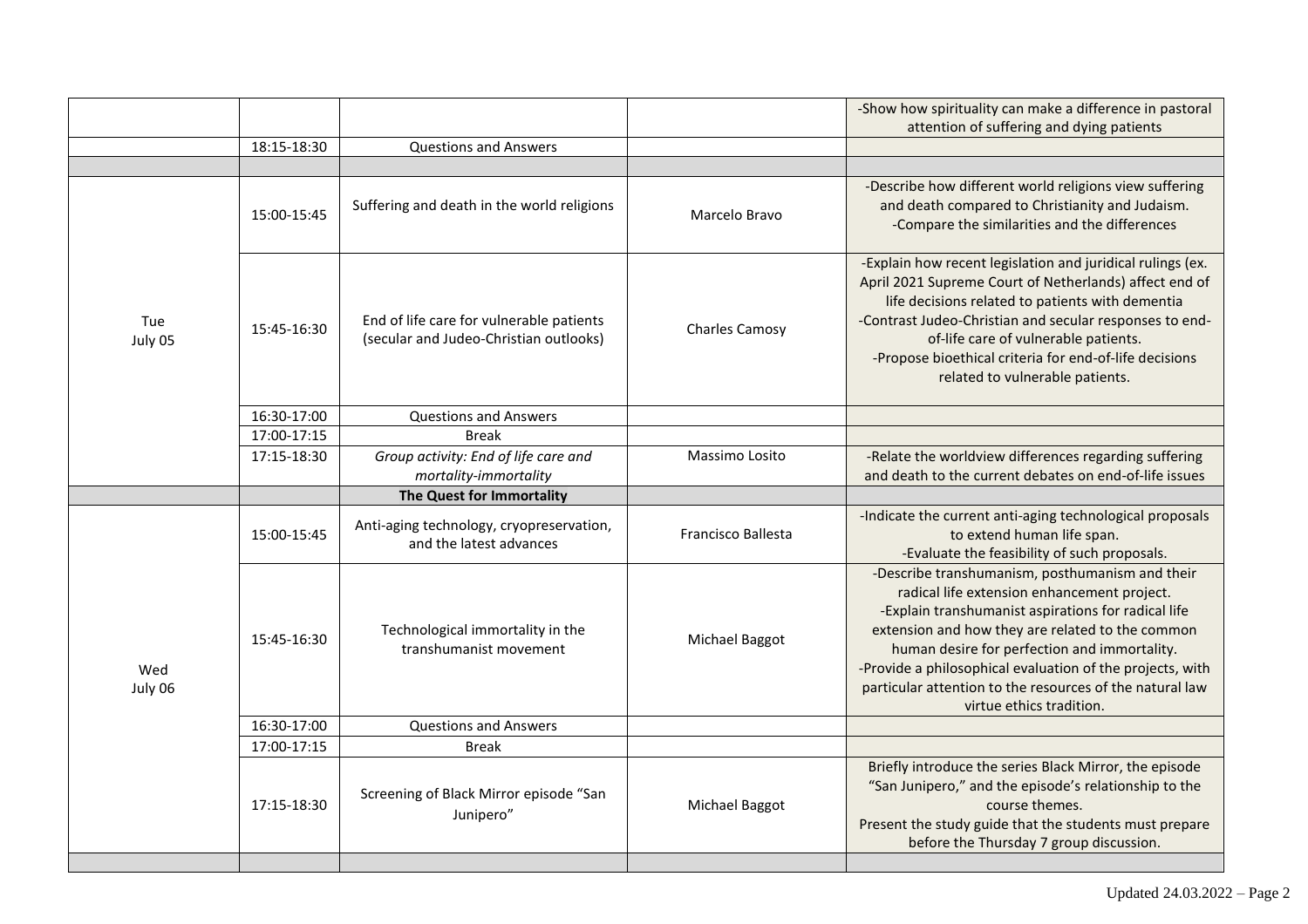| | | | | |
|---|---|---|---|---|
| | | | | -Show how spirituality can make a difference in pastoral attention of suffering and dying patients |
| | 18:15-18:30 | Questions and Answers | | |
| | | | | |
| Tue July 05 | 15:00-15:45 | Suffering and death in the world religions | Marcelo Bravo | -Describe how different world religions view suffering and death compared to Christianity and Judaism. -Compare the similarities and the differences |
| | 15:45-16:30 | End of life care for vulnerable patients (secular and Judeo-Christian outlooks) | Charles Camosy | -Explain how recent legislation and juridical rulings (ex. April 2021 Supreme Court of Netherlands) affect end of life decisions related to patients with dementia -Contrast Judeo-Christian and secular responses to end-of-life care of vulnerable patients. -Propose bioethical criteria for end-of-life decisions related to vulnerable patients. |
| | 16:30-17:00 | Questions and Answers | | |
| | 17:00-17:15 | Break | | |
| | 17:15-18:30 | *Group activity: End of life care and mortality-immortality* | Massimo Losito | -Relate the worldview differences regarding suffering and death to the current debates on end-of-life issues |
| | | **The Quest for Immortality** | | |
| Wed July 06 | 15:00-15:45 | Anti-aging technology, cryopreservation, and the latest advances | Francisco Ballesta | -Indicate the current anti-aging technological proposals to extend human life span. -Evaluate the feasibility of such proposals. |
| | 15:45-16:30 | Technological immortality in the transhumanist movement | Michael Baggot | -Describe transhumanism, posthumanism and their radical life extension enhancement project. -Explain transhumanist aspirations for radical life extension and how they are related to the common human desire for perfection and immortality. -Provide a philosophical evaluation of the projects, with particular attention to the resources of the natural law virtue ethics tradition. |
| | 16:30-17:00 | Questions and Answers | | |
| | 17:00-17:15 | Break | | |
| | 17:15-18:30 | Screening of Black Mirror episode "San Junipero" | Michael Baggot | Briefly introduce the series Black Mirror, the episode "San Junipero," and the episode's relationship to the course themes. Present the study guide that the students must prepare before the Thursday 7 group discussion. |
| | | | | |

Updated 24.03.2022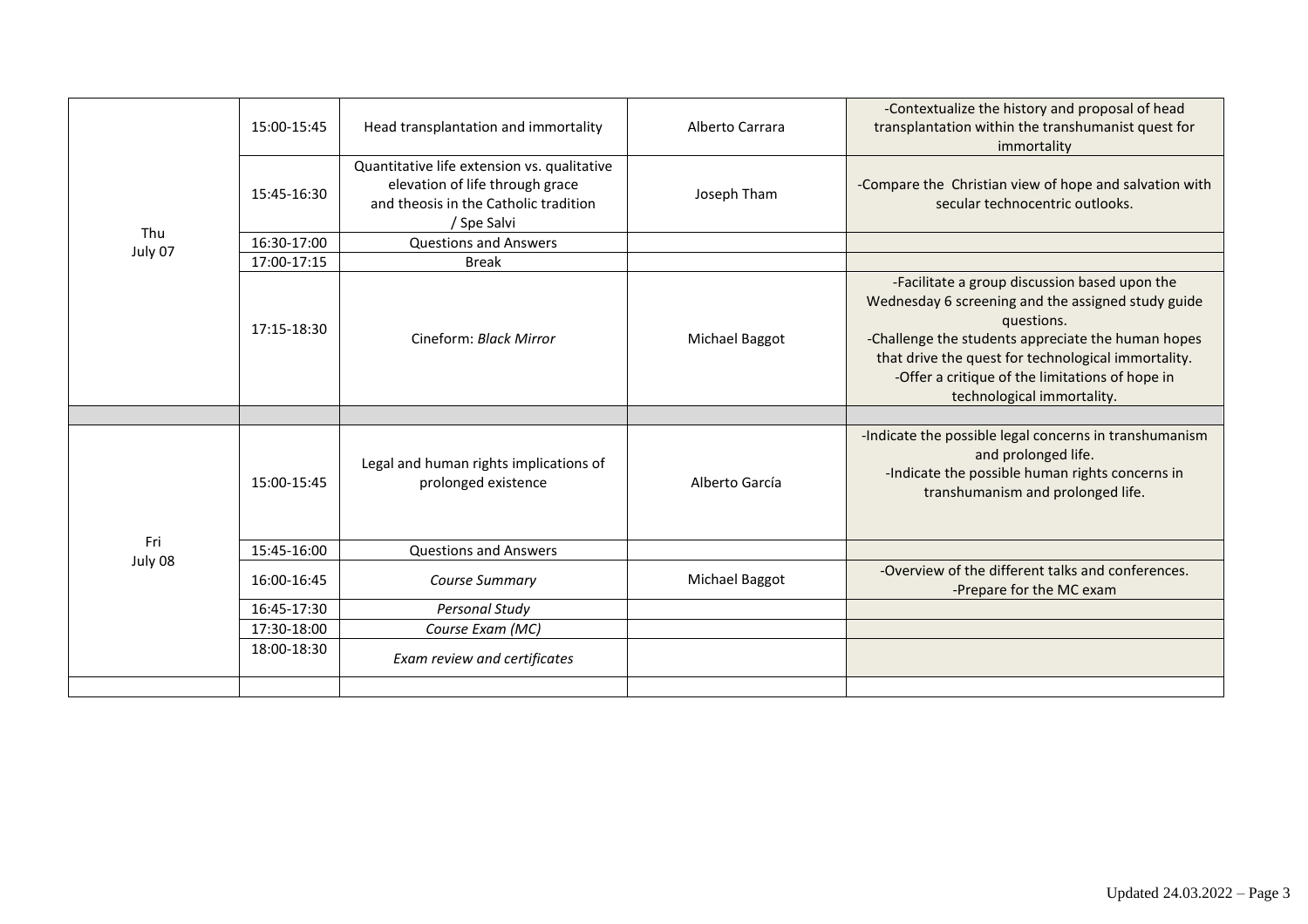| | | | | |
|---|---|---|---|---|
| Thu July 07 | 15:00-15:45 | Head transplantation and immortality | Alberto Carrara | -Contextualize the history and proposal of head transplantation within the transhumanist quest for immortality |
| | 15:45-16:30 | Quantitative life extension vs. qualitative elevation of life through grace and theosis in the Catholic tradition / Spe Salvi | Joseph Tham | -Compare the Christian view of hope and salvation with secular technocentric outlooks. |
| | 16:30-17:00 | Questions and Answers | | |
| | 17:00-17:15 | Break | | |
| | 17:15-18:30 | Cineform: *Black Mirror* | Michael Baggot | -Facilitate a group discussion based upon the Wednesday 6 screening and the assigned study guide questions.<br>-Challenge the students appreciate the human hopes that drive the quest for technological immortality.<br>-Offer a critique of the limitations of hope in technological immortality. |
| | | | | |
| Fri July 08 | 15:00-15:45 | Legal and human rights implications of prolonged existence | Alberto García | -Indicate the possible legal concerns in transhumanism and prolonged life.<br>-Indicate the possible human rights concerns in transhumanism and prolonged life. |
| | 15:45-16:00 | Questions and Answers | | |
| | 16:00-16:45 | *Course Summary* | Michael Baggot | -Overview of the different talks and conferences.<br>-Prepare for the MC exam |
| | 16:45-17:30 | *Personal Study* | | |
| | 17:30-18:00 | *Course Exam (MC)* | | |
| | 18:00-18:30 | *Exam review and certificates* | | |
| | | | | |

Updated 24.03.2022